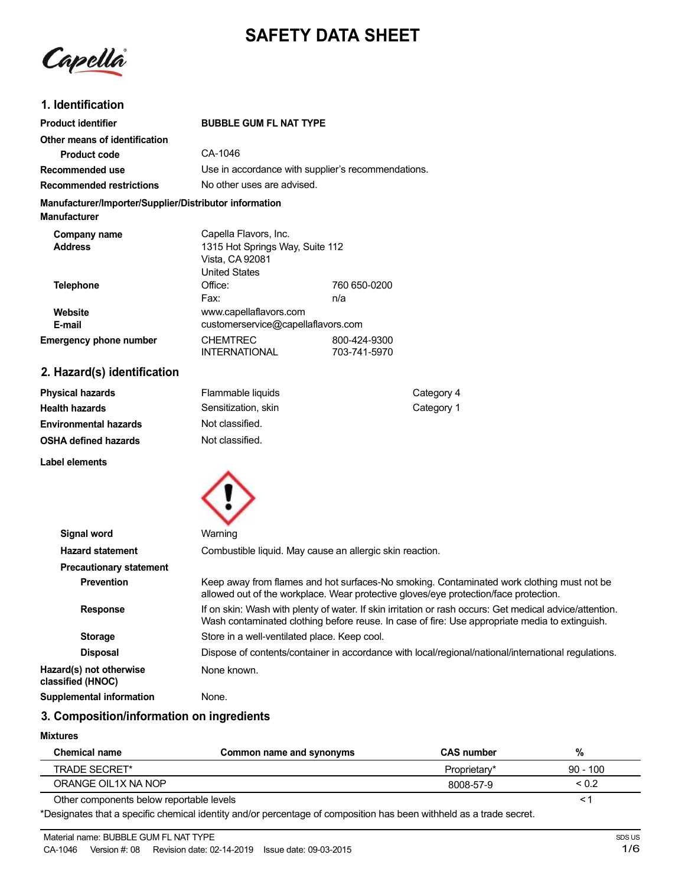# SAFETY DATA SHEET

## 1. Identification

| | |
|---|---|
| **Product identifier** | **BUBBLE GUM FL NAT TYPE** |
| **Other means of identification** | |
| **Product code** | CA-1046 |
| **Recommended use** | Use in accordance with supplier's recommendations. |
| **Recommended restrictions** | No other uses are advised. |

**Manufacturer/Importer/Supplier/Distributor information**

**Manufacturer**

| | | |
|---|---|---|
| **Company name** | Capella Flavors, Inc. | |
| **Address** | 1315 Hot Springs Way, Suite 112<br>Vista, CA 92081<br>United States | |
| **Telephone** | Office: | 760 650-0200 |
| | Fax: | n/a |
| **Website** | www.capellaflavors.com | |
| **E-mail** | customerservice@capellaflavors.com | |
| **Emergency phone number** | CHEMTREC | 800-424-9300 |
| | INTERNATIONAL | 703-741-5970 |

## 2. Hazard(s) identification

| | | |
|---|---|---|
| **Physical hazards** | Flammable liquids | Category 4 |
| **Health hazards** | Sensitization, skin | Category 1 |
| **Environmental hazards** | Not classified. | |
| **OSHA defined hazards** | Not classified. | |

**Label elements**

**Signal word** Warning

**Hazard statement** Combustible liquid. May cause an allergic skin reaction.

**Precautionary statement**

**Prevention** Keep away from flames and hot surfaces-No smoking. Contaminated work clothing must not be allowed out of the workplace. Wear protective gloves/eye protection/face protection.

**Response** If on skin: Wash with plenty of water. If skin irritation or rash occurs: Get medical advice/attention. Wash contaminated clothing before reuse. In case of fire: Use appropriate media to extinguish.

**Storage** Store in a well-ventilated place. Keep cool.

**Disposal** Dispose of contents/container in accordance with local/regional/national/international regulations.

**Hazard(s) not otherwise classified (HNOC)** None known.

**Supplemental information** None.

## 3. Composition/information on ingredients

**Mixtures**

| Chemical name | Common name and synonyms | CAS number | % |
|---|---|---|---|
| TRADE SECRET* | | Proprietary* | 90 - 100 |
| ORANGE OIL1X NA NOP | | 8008-57-9 | < 0.2 |
| Other components below reportable levels | | | < 1 |

*Designates that a specific chemical identity and/or percentage of composition has been withheld as a trade secret.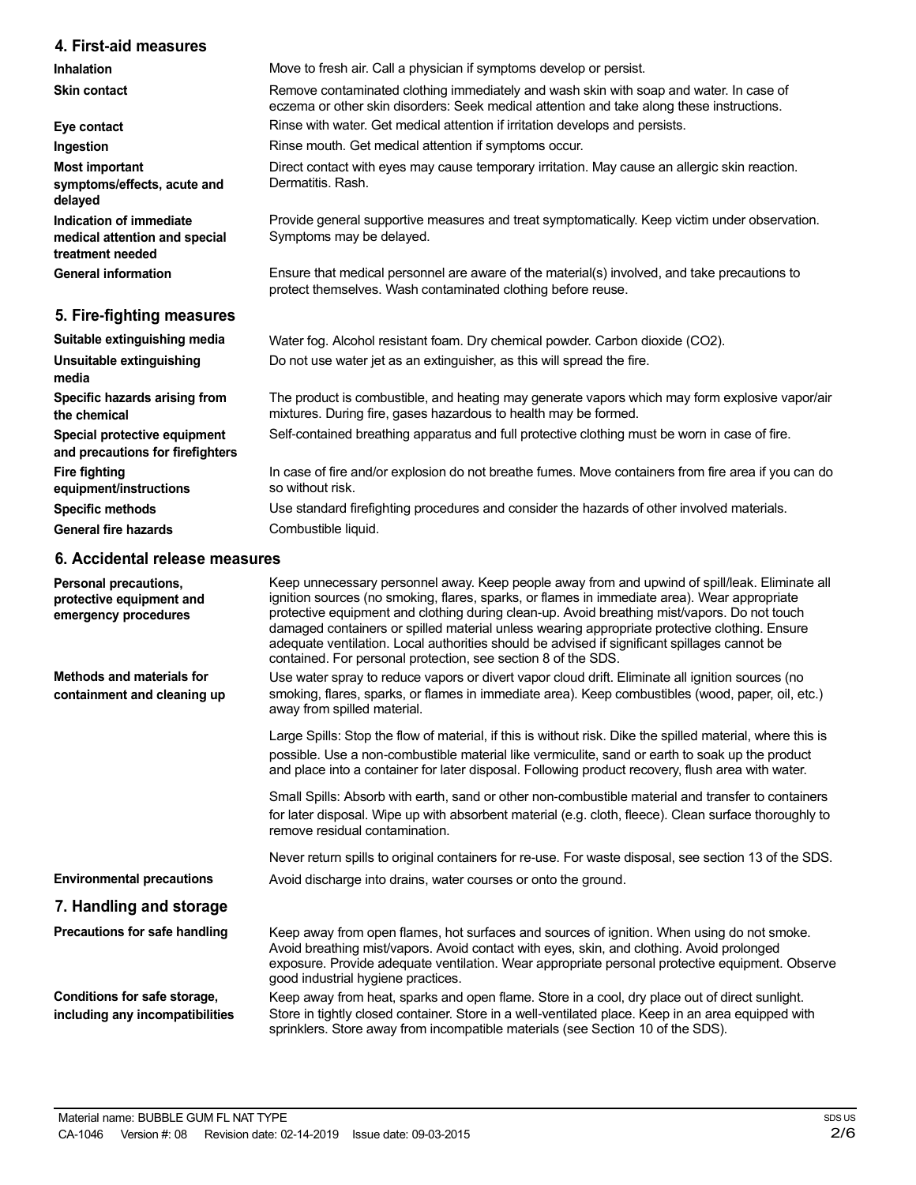## 4. First-aid measures

**Inhalation**
Move to fresh air. Call a physician if symptoms develop or persist.

**Skin contact**
Remove contaminated clothing immediately and wash skin with soap and water. In case of eczema or other skin disorders: Seek medical attention and take along these instructions.

**Eye contact**
Rinse with water. Get medical attention if irritation develops and persists.

**Ingestion**
Rinse mouth. Get medical attention if symptoms occur.

**Most important symptoms/effects, acute and delayed**
Direct contact with eyes may cause temporary irritation. May cause an allergic skin reaction. Dermatitis. Rash.

**Indication of immediate medical attention and special treatment needed**
Provide general supportive measures and treat symptomatically. Keep victim under observation. Symptoms may be delayed.

**General information**
Ensure that medical personnel are aware of the material(s) involved, and take precautions to protect themselves. Wash contaminated clothing before reuse.

## 5. Fire-fighting measures

**Suitable extinguishing media**
Water fog. Alcohol resistant foam. Dry chemical powder. Carbon dioxide ($CO_2$).

**Unsuitable extinguishing media**
Do not use water jet as an extinguisher, as this will spread the fire.

**Specific hazards arising from the chemical**
The product is combustible, and heating may generate vapors which may form explosive vapor/air mixtures. During fire, gases hazardous to health may be formed.

**Special protective equipment and precautions for firefighters**
Self-contained breathing apparatus and full protective clothing must be worn in case of fire.

**Fire fighting equipment/instructions**
In case of fire and/or explosion do not breathe fumes. Move containers from fire area if you can do so without risk.

**Specific methods**
Use standard firefighting procedures and consider the hazards of other involved materials.

**General fire hazards**
Combustible liquid.

## 6. Accidental release measures

**Personal precautions, protective equipment and emergency procedures**
Keep unnecessary personnel away. Keep people away from and upwind of spill/leak. Eliminate all ignition sources (no smoking, flares, sparks, or flames in immediate area). Wear appropriate protective equipment and clothing during clean-up. Avoid breathing mist/vapors. Do not touch damaged containers or spilled material unless wearing appropriate protective clothing. Ensure adequate ventilation. Local authorities should be advised if significant spillages cannot be contained. For personal protection, see section 8 of the SDS.

**Methods and materials for containment and cleaning up**
Use water spray to reduce vapors or divert vapor cloud drift. Eliminate all ignition sources (no smoking, flares, sparks, or flames in immediate area). Keep combustibles (wood, paper, oil, etc.) away from spilled material.

Large Spills: Stop the flow of material, if this is without risk. Dike the spilled material, where this is possible. Use a non-combustible material like vermiculite, sand or earth to soak up the product and place into a container for later disposal. Following product recovery, flush area with water.

Small Spills: Absorb with earth, sand or other non-combustible material and transfer to containers for later disposal. Wipe up with absorbent material (e.g. cloth, fleece). Clean surface thoroughly to remove residual contamination.

Never return spills to original containers for re-use. For waste disposal, see section 13 of the SDS.

**Environmental precautions**
Avoid discharge into drains, water courses or onto the ground.

## 7. Handling and storage

**Precautions for safe handling**
Keep away from open flames, hot surfaces and sources of ignition. When using do not smoke. Avoid breathing mist/vapors. Avoid contact with eyes, skin, and clothing. Avoid prolonged exposure. Provide adequate ventilation. Wear appropriate personal protective equipment. Observe good industrial hygiene practices.

**Conditions for safe storage, including any incompatibilities**
Keep away from heat, sparks and open flame. Store in a cool, dry place out of direct sunlight. Store in tightly closed container. Store in a well-ventilated place. Keep in an area equipped with sprinklers. Store away from incompatible materials (see Section 10 of the SDS).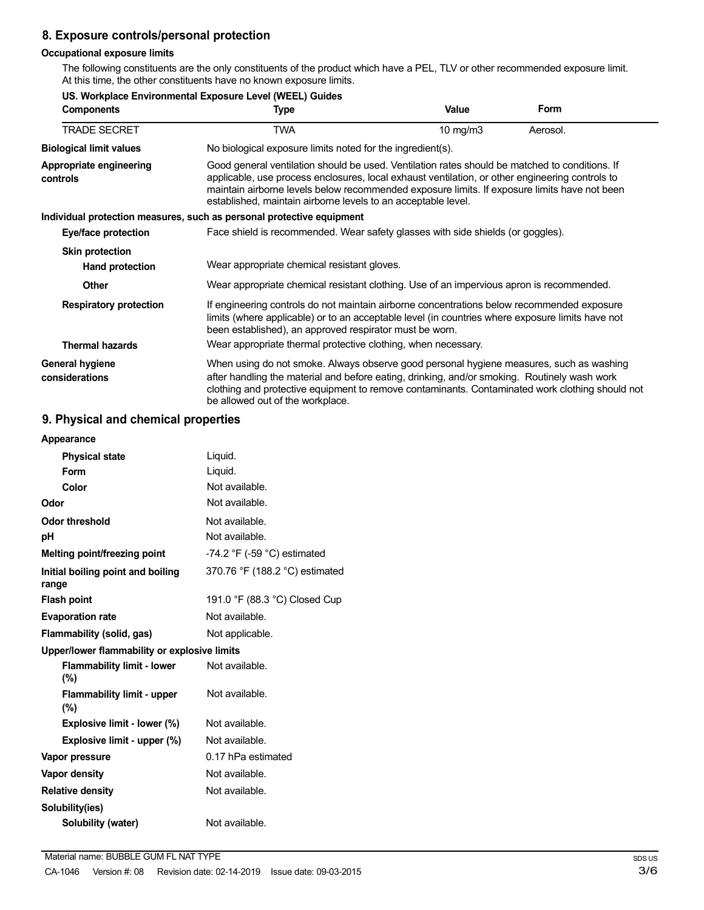## 8. Exposure controls/personal protection

### Occupational exposure limits

The following constituents are the only constituents of the product which have a PEL, TLV or other recommended exposure limit. At this time, the other constituents have no known exposure limits.

**US. Workplace Environmental Exposure Level (WEEL) Guides**

| Components | Type | Value | Form |
|---|---|---|---|
| TRADE SECRET | TWA | 10 mg/m3 | Aerosol. |

**Biological limit values** No biological exposure limits noted for the ingredient(s).

**Appropriate engineering controls** Good general ventilation should be used. Ventilation rates should be matched to conditions. If applicable, use process enclosures, local exhaust ventilation, or other engineering controls to maintain airborne levels below recommended exposure limits. If exposure limits have not been established, maintain airborne levels to an acceptable level.

**Individual protection measures, such as personal protective equipment**

**Eye/face protection** Face shield is recommended. Wear safety glasses with side shields (or goggles).

**Skin protection**

**Hand protection** Wear appropriate chemical resistant gloves.

**Other** Wear appropriate chemical resistant clothing. Use of an impervious apron is recommended.

**Respiratory protection** If engineering controls do not maintain airborne concentrations below recommended exposure limits (where applicable) or to an acceptable level (in countries where exposure limits have not been established), an approved respirator must be worn.

**Thermal hazards** Wear appropriate thermal protective clothing, when necessary.

**General hygiene considerations** When using do not smoke. Always observe good personal hygiene measures, such as washing after handling the material and before eating, drinking, and/or smoking. Routinely wash work clothing and protective equipment to remove contaminants. Contaminated work clothing should not be allowed out of the workplace.

## 9. Physical and chemical properties

**Appearance**

| | |
|---|---|
| **Physical state** | Liquid. |
| **Form** | Liquid. |
| **Color** | Not available. |
| **Odor** | Not available. |
| **Odor threshold** | Not available. |
| **pH** | Not available. |
| **Melting point/freezing point** | -74.2 °F (-59 °C) estimated |
| **Initial boiling point and boiling range** | 370.76 °F (188.2 °C) estimated |
| **Flash point** | 191.0 °F (88.3 °C) Closed Cup |
| **Evaporation rate** | Not available. |
| **Flammability (solid, gas)** | Not applicable. |
| **Upper/lower flammability or explosive limits** | |
| **Flammability limit - lower (%)** | Not available. |
| **Flammability limit - upper (%)** | Not available. |
| **Explosive limit - lower (%)** | Not available. |
| **Explosive limit - upper (%)** | Not available. |
| **Vapor pressure** | 0.17 hPa estimated |
| **Vapor density** | Not available. |
| **Relative density** | Not available. |
| **Solubility(ies)** | |
| **Solubility (water)** | Not available. |

Material name: BUBBLE GUM FL NAT TYPE

CA-1046 Version #: 08 Revision date: 02-14-2019 Issue date: 09-03-2015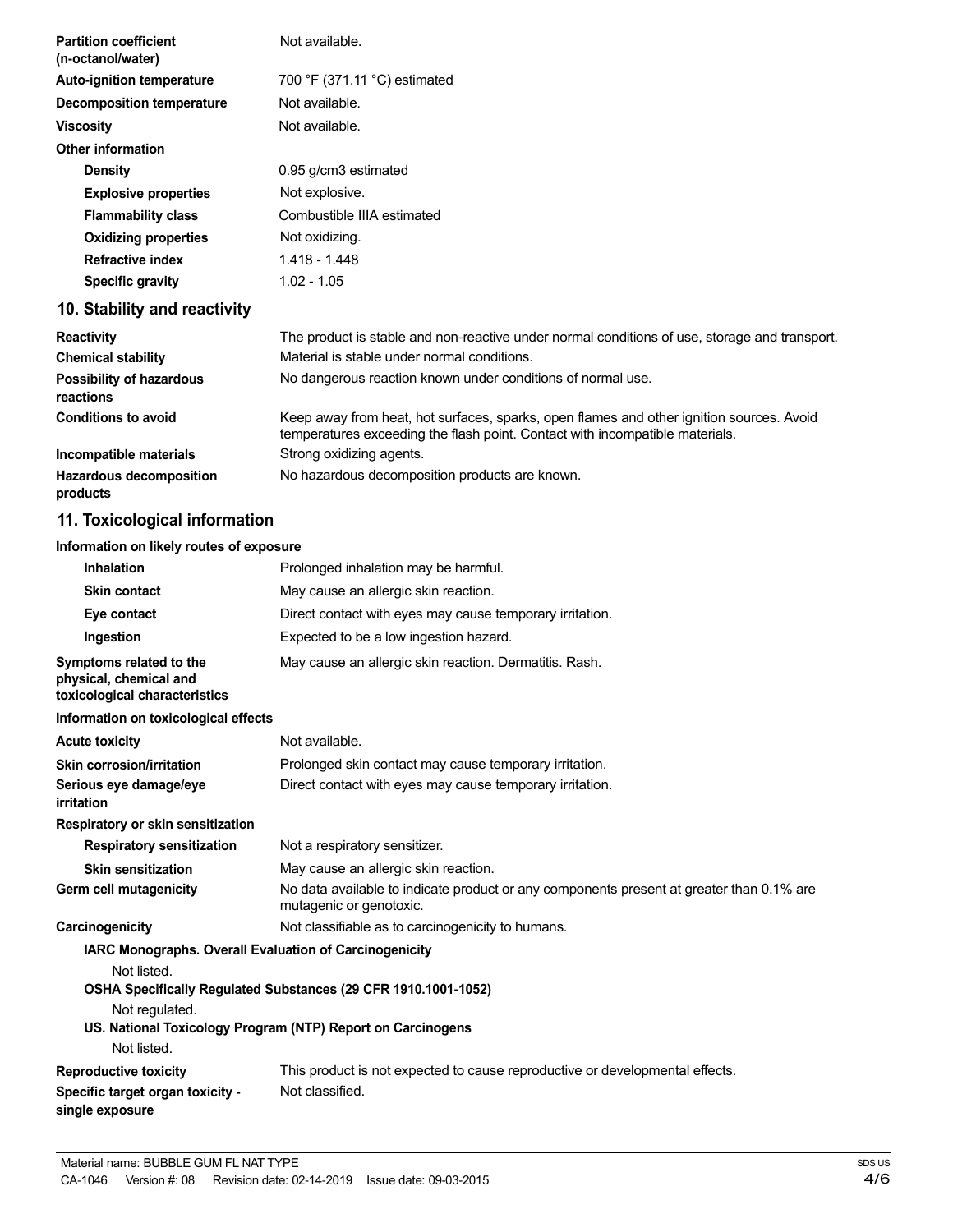| | |
|---|---|
| **Partition coefficient (n-octanol/water)** | Not available. |
| **Auto-ignition temperature** | 700 °F (371.11 °C) estimated |
| **Decomposition temperature** | Not available. |
| **Viscosity** | Not available. |
| **Other information** | |
| **Density** | 0.95 g/cm3 estimated |
| **Explosive properties** | Not explosive. |
| **Flammability class** | Combustible IIIA estimated |
| **Oxidizing properties** | Not oxidizing. |
| **Refractive index** | 1.418 - 1.448 |
| **Specific gravity** | 1.02 - 1.05 |

## 10. Stability and reactivity

| | |
|---|---|
| **Reactivity** | The product is stable and non-reactive under normal conditions of use, storage and transport. |
| **Chemical stability** | Material is stable under normal conditions. |
| **Possibility of hazardous reactions** | No dangerous reaction known under conditions of normal use. |
| **Conditions to avoid** | Keep away from heat, hot surfaces, sparks, open flames and other ignition sources. Avoid temperatures exceeding the flash point. Contact with incompatible materials. |
| **Incompatible materials** | Strong oxidizing agents. |
| **Hazardous decomposition products** | No hazardous decomposition products are known. |

## 11. Toxicological information

**Information on likely routes of exposure**

| | |
|---|---|
| **Inhalation** | Prolonged inhalation may be harmful. |
| **Skin contact** | May cause an allergic skin reaction. |
| **Eye contact** | Direct contact with eyes may cause temporary irritation. |
| **Ingestion** | Expected to be a low ingestion hazard. |
| **Symptoms related to the physical, chemical and toxicological characteristics** | May cause an allergic skin reaction. Dermatitis. Rash. |

**Information on toxicological effects**

| | |
|---|---|
| **Acute toxicity** | Not available. |
| **Skin corrosion/irritation** | Prolonged skin contact may cause temporary irritation. |
| **Serious eye damage/eye irritation** | Direct contact with eyes may cause temporary irritation. |
| **Respiratory or skin sensitization** | |
| **Respiratory sensitization** | Not a respiratory sensitizer. |
| **Skin sensitization** | May cause an allergic skin reaction. |
| **Germ cell mutagenicity** | No data available to indicate product or any components present at greater than 0.1% are mutagenic or genotoxic. |
| **Carcinogenicity** | Not classifiable as to carcinogenicity to humans. |

**IARC Monographs. Overall Evaluation of Carcinogenicity**

Not listed.

**OSHA Specifically Regulated Substances (29 CFR 1910.1001-1052)**

Not regulated.

**US. National Toxicology Program (NTP) Report on Carcinogens**

Not listed.

| | |
|---|---|
| **Reproductive toxicity** | This product is not expected to cause reproductive or developmental effects. |
| **Specific target organ toxicity - single exposure** | Not classified. |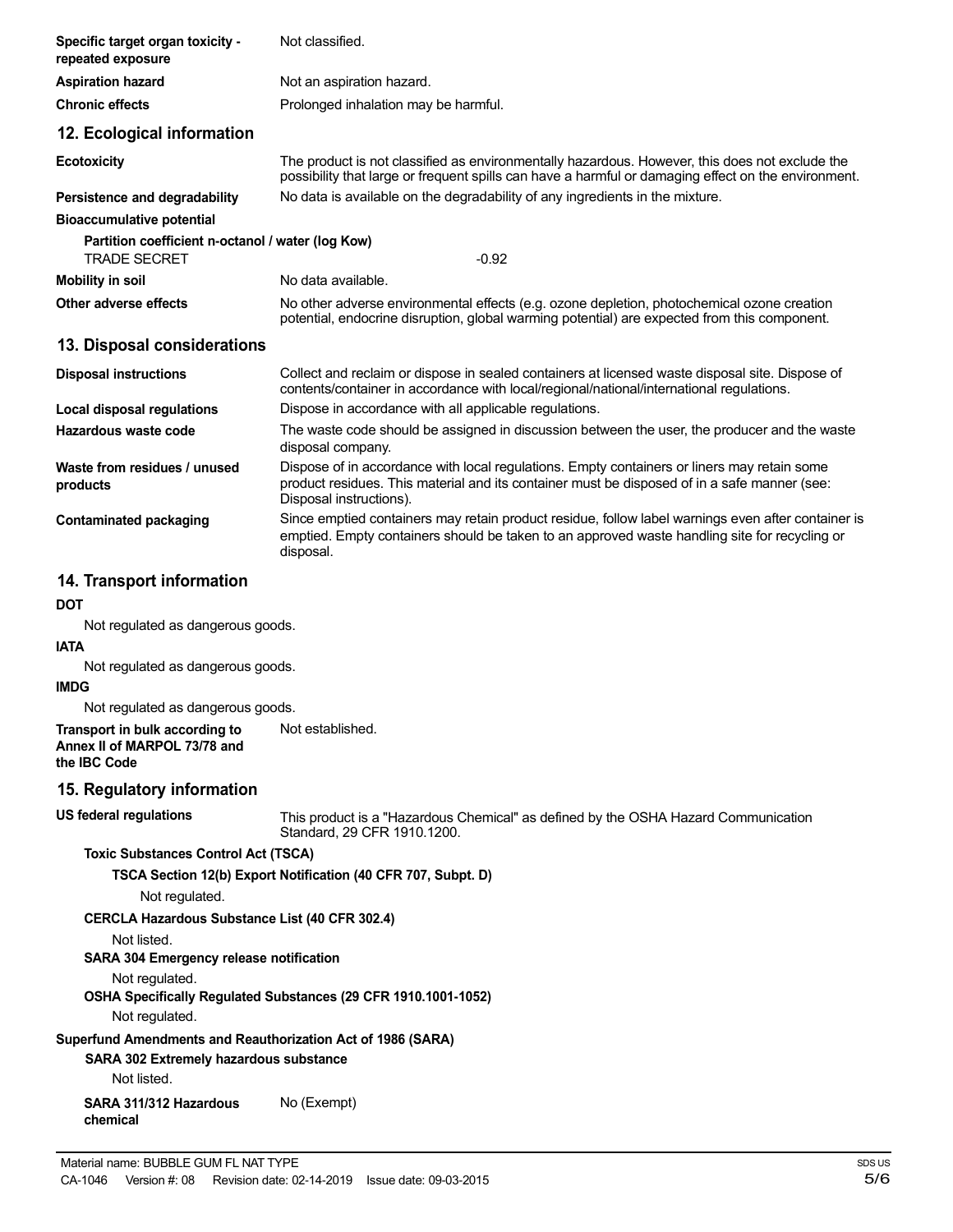**Specific target organ toxicity - repeated exposure** Not classified.

**Aspiration hazard** Not an aspiration hazard.

**Chronic effects** Prolonged inhalation may be harmful.

## 12. Ecological information

**Ecotoxicity** The product is not classified as environmentally hazardous. However, this does not exclude the possibility that large or frequent spills can have a harmful or damaging effect on the environment.

**Persistence and degradability** No data is available on the degradability of any ingredients in the mixture.

**Bioaccumulative potential**

**Partition coefficient n-octanol / water (log Kow)**

TRADE SECRET -0.92

**Mobility in soil** No data available.

**Other adverse effects** No other adverse environmental effects (e.g. ozone depletion, photochemical ozone creation potential, endocrine disruption, global warming potential) are expected from this component.

## 13. Disposal considerations

**Disposal instructions** Collect and reclaim or dispose in sealed containers at licensed waste disposal site. Dispose of contents/container in accordance with local/regional/national/international regulations.

**Local disposal regulations** Dispose in accordance with all applicable regulations.

**Hazardous waste code** The waste code should be assigned in discussion between the user, the producer and the waste disposal company.

**Waste from residues / unused products** Dispose of in accordance with local regulations. Empty containers or liners may retain some product residues. This material and its container must be disposed of in a safe manner (see: Disposal instructions).

**Contaminated packaging** Since emptied containers may retain product residue, follow label warnings even after container is emptied. Empty containers should be taken to an approved waste handling site for recycling or disposal.

## 14. Transport information

**DOT**

Not regulated as dangerous goods.

**IATA**

Not regulated as dangerous goods.

**IMDG**

Not regulated as dangerous goods.

**Transport in bulk according to Annex II of MARPOL 73/78 and the IBC Code** Not established.

## 15. Regulatory information

**US federal regulations** This product is a "Hazardous Chemical" as defined by the OSHA Hazard Communication Standard, 29 CFR 1910.1200.

**Toxic Substances Control Act (TSCA)**

**TSCA Section 12(b) Export Notification (40 CFR 707, Subpt. D)**

Not regulated.

**CERCLA Hazardous Substance List (40 CFR 302.4)**

Not listed.

**SARA 304 Emergency release notification**

Not regulated.

**OSHA Specifically Regulated Substances (29 CFR 1910.1001-1052)**

Not regulated.

**Superfund Amendments and Reauthorization Act of 1986 (SARA)**

**SARA 302 Extremely hazardous substance**

Not listed.

**SARA 311/312 Hazardous chemical** No (Exempt)

Material name: BUBBLE GUM FL NAT TYPE

CA-1046 Version #: 08 Revision date: 02-14-2019 Issue date: 09-03-2015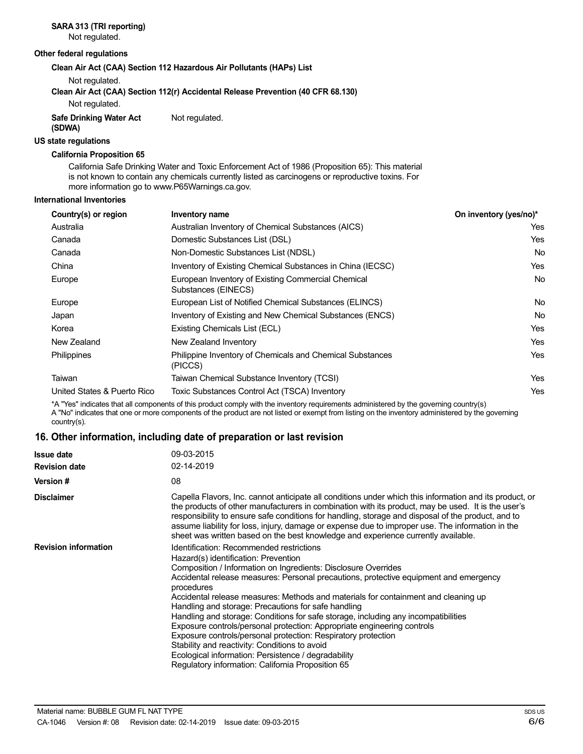**SARA 313 (TRI reporting)**

Not regulated.

**Other federal regulations**

**Clean Air Act (CAA) Section 112 Hazardous Air Pollutants (HAPs) List**

Not regulated.

**Clean Air Act (CAA) Section 112(r) Accidental Release Prevention (40 CFR 68.130)**

Not regulated.

**Safe Drinking Water Act (SDWA)** Not regulated.

**US state regulations**

**California Proposition 65**

California Safe Drinking Water and Toxic Enforcement Act of 1986 (Proposition 65): This material is not known to contain any chemicals currently listed as carcinogens or reproductive toxins. For more information go to www.P65Warnings.ca.gov.

**International Inventories**

| Country(s) or region | Inventory name | On inventory (yes/no)* |
|---|---|---|
| Australia | Australian Inventory of Chemical Substances (AICS) | Yes |
| Canada | Domestic Substances List (DSL) | Yes |
| Canada | Non-Domestic Substances List (NDSL) | No |
| China | Inventory of Existing Chemical Substances in China (IECSC) | Yes |
| Europe | European Inventory of Existing Commercial Chemical Substances (EINECS) | No |
| Europe | European List of Notified Chemical Substances (ELINCS) | No |
| Japan | Inventory of Existing and New Chemical Substances (ENCS) | No |
| Korea | Existing Chemicals List (ECL) | Yes |
| New Zealand | New Zealand Inventory | Yes |
| Philippines | Philippine Inventory of Chemicals and Chemical Substances (PICCS) | Yes |
| Taiwan | Taiwan Chemical Substance Inventory (TCSI) | Yes |
| United States & Puerto Rico | Toxic Substances Control Act (TSCA) Inventory | Yes |

*A "Yes" indicates that all components of this product comply with the inventory requirements administered by the governing country(s)
A "No" indicates that one or more components of the product are not listed or exempt from listing on the inventory administered by the governing country(s).

## 16. Other information, including date of preparation or last revision

**Issue date** 09-03-2015

**Revision date** 02-14-2019

**Version #** 08

**Disclaimer** Capella Flavors, Inc. cannot anticipate all conditions under which this information and its product, or the products of other manufacturers in combination with its product, may be used. It is the user's responsibility to ensure safe conditions for handling, storage and disposal of the product, and to assume liability for loss, injury, damage or expense due to improper use. The information in the sheet was written based on the best knowledge and experience currently available.

**Revision information**

Identification: Recommended restrictions
Hazard(s) identification: Prevention
Composition / Information on Ingredients: Disclosure Overrides
Accidental release measures: Personal precautions, protective equipment and emergency procedures
Accidental release measures: Methods and materials for containment and cleaning up
Handling and storage: Precautions for safe handling
Handling and storage: Conditions for safe storage, including any incompatibilities
Exposure controls/personal protection: Appropriate engineering controls
Exposure controls/personal protection: Respiratory protection
Stability and reactivity: Conditions to avoid
Ecological information: Persistence / degradability
Regulatory information: California Proposition 65